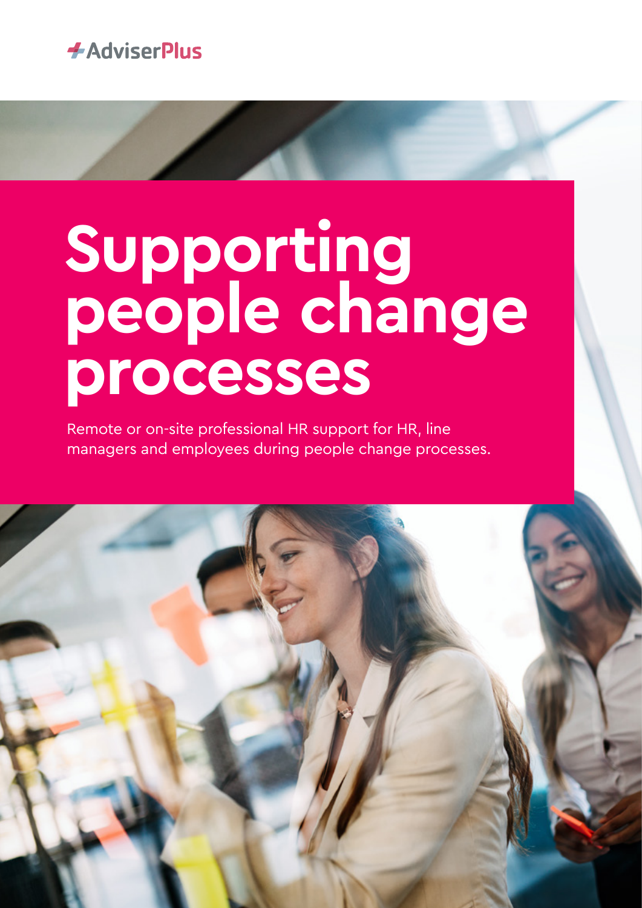AdviserPlus

# Supporting people change processes

Remote or on-site professional HR support for HR, line managers and employees during people change processes.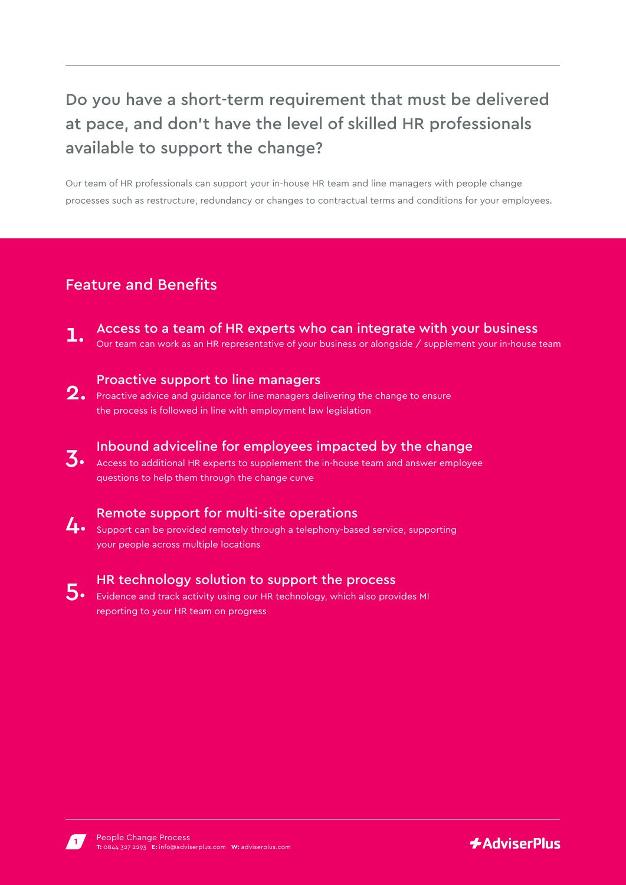## Do you have a short-term requirement that must be delivered at pace, and don't have the level of skilled HR professionals available to support the change?

Our team of HR professionals can support your in-house HR team and line managers with people change processes such as restructure, redundancy or changes to contractual terms and conditions for your employees.

### Feature and Benefits

**1. Access to a team of HR experts who can integrate with your business**
Our team can work as an HR representative of your business or alongside / supplement your in-house team

**2. Proactive support to line managers**
Proactive advice and guidance for line managers delivering the change to ensure the process is followed in line with employment law legislation

**3. Inbound adviceline for employees impacted by the change**
Access to additional HR experts to supplement the in-house team and answer employee questions to help them through the change curve

**4. Remote support for multi-site operations**
Support can be provided remotely through a telephony-based service, supporting your people across multiple locations

**5. HR technology solution to support the process**
Evidence and track activity using our HR technology, which also provides MI reporting to your HR team on progress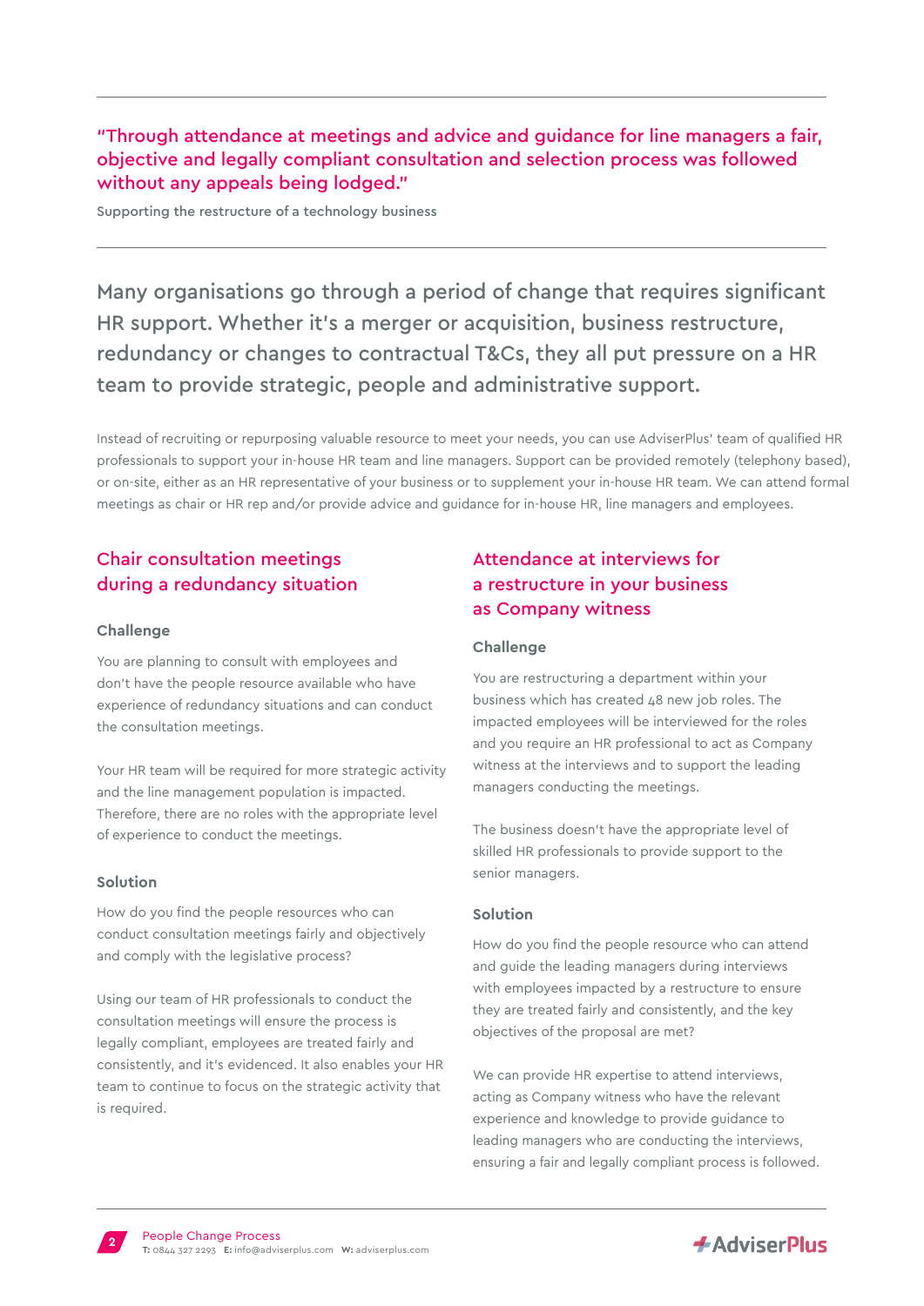> "Through attendance at meetings and advice and guidance for line managers a fair, objective and legally compliant consultation and selection process was followed without any appeals being lodged."

Supporting the restructure of a technology business

## Many organisations go through a period of change that requires significant HR support. Whether it's a merger or acquisition, business restructure, redundancy or changes to contractual T&Cs, they all put pressure on a HR team to provide strategic, people and administrative support.

Instead of recruiting or repurposing valuable resource to meet your needs, you can use AdviserPlus' team of qualified HR professionals to support your in-house HR team and line managers. Support can be provided remotely (telephony based), or on-site, either as an HR representative of your business or to supplement your in-house HR team. We can attend formal meetings as chair or HR rep and/or provide advice and guidance for in-house HR, line managers and employees.

### Chair consultation meetings during a redundancy situation

#### Challenge

You are planning to consult with employees and don't have the people resource available who have experience of redundancy situations and can conduct the consultation meetings.

Your HR team will be required for more strategic activity and the line management population is impacted. Therefore, there are no roles with the appropriate level of experience to conduct the meetings.

#### Solution

How do you find the people resources who can conduct consultation meetings fairly and objectively and comply with the legislative process?

Using our team of HR professionals to conduct the consultation meetings will ensure the process is legally compliant, employees are treated fairly and consistently, and it's evidenced. It also enables your HR team to continue to focus on the strategic activity that is required.

### Attendance at interviews for a restructure in your business as Company witness

#### Challenge

You are restructuring a department within your business which has created 48 new job roles. The impacted employees will be interviewed for the roles and you require an HR professional to act as Company witness at the interviews and to support the leading managers conducting the meetings.

The business doesn't have the appropriate level of skilled HR professionals to provide support to the senior managers.

#### Solution

How do you find the people resource who can attend and guide the leading managers during interviews with employees impacted by a restructure to ensure they are treated fairly and consistently, and the key objectives of the proposal are met?

We can provide HR expertise to attend interviews, acting as Company witness who have the relevant experience and knowledge to provide guidance to leading managers who are conducting the interviews, ensuring a fair and legally compliant process is followed.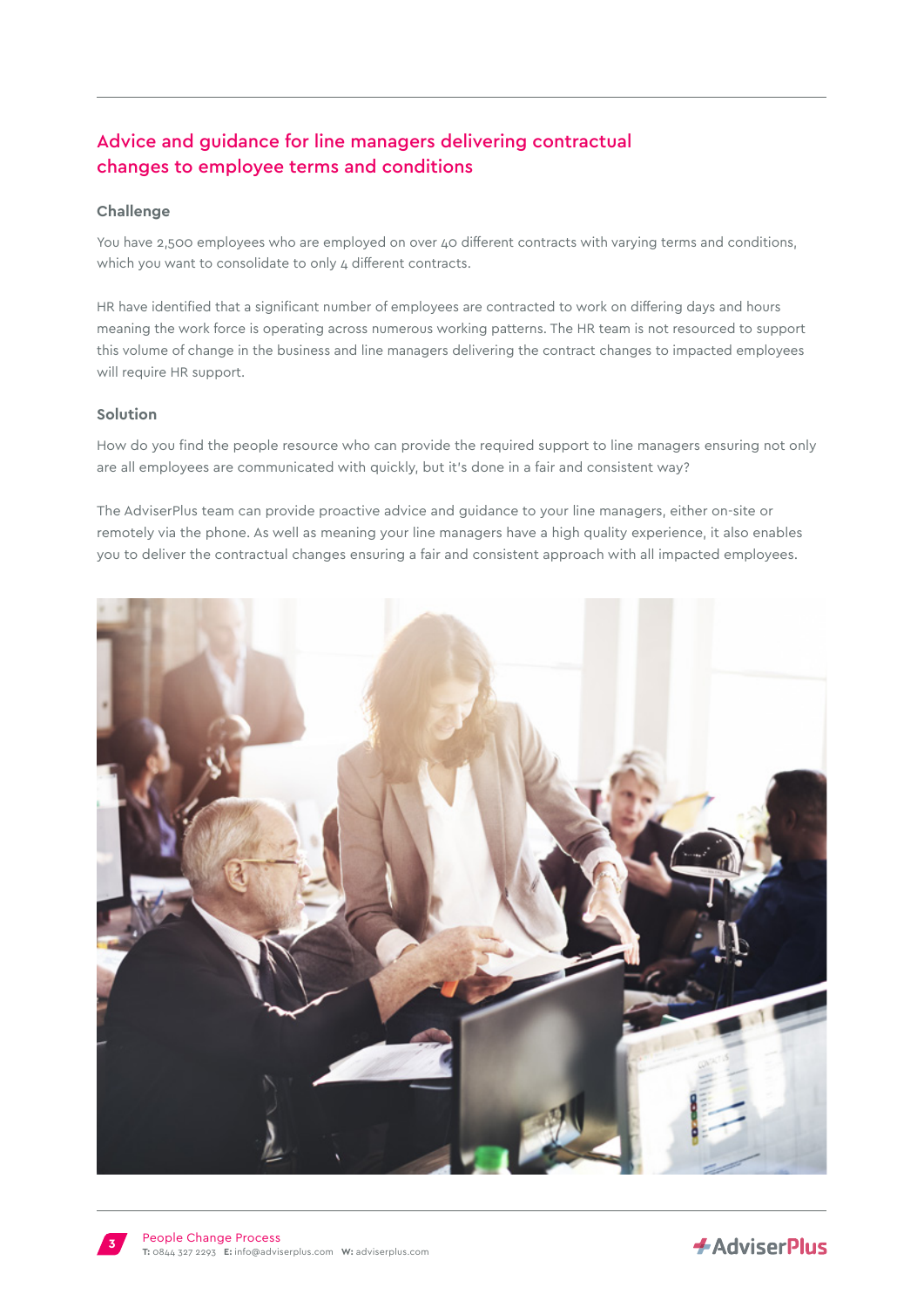## Advice and guidance for line managers delivering contractual changes to employee terms and conditions

### Challenge

You have 2,500 employees who are employed on over 40 different contracts with varying terms and conditions, which you want to consolidate to only 4 different contracts.

HR have identified that a significant number of employees are contracted to work on differing days and hours meaning the work force is operating across numerous working patterns. The HR team is not resourced to support this volume of change in the business and line managers delivering the contract changes to impacted employees will require HR support.

### Solution

How do you find the people resource who can provide the required support to line managers ensuring not only are all employees are communicated with quickly, but it's done in a fair and consistent way?

The AdviserPlus team can provide proactive advice and guidance to your line managers, either on-site or remotely via the phone. As well as meaning your line managers have a high quality experience, it also enables you to deliver the contractual changes ensuring a fair and consistent approach with all impacted employees.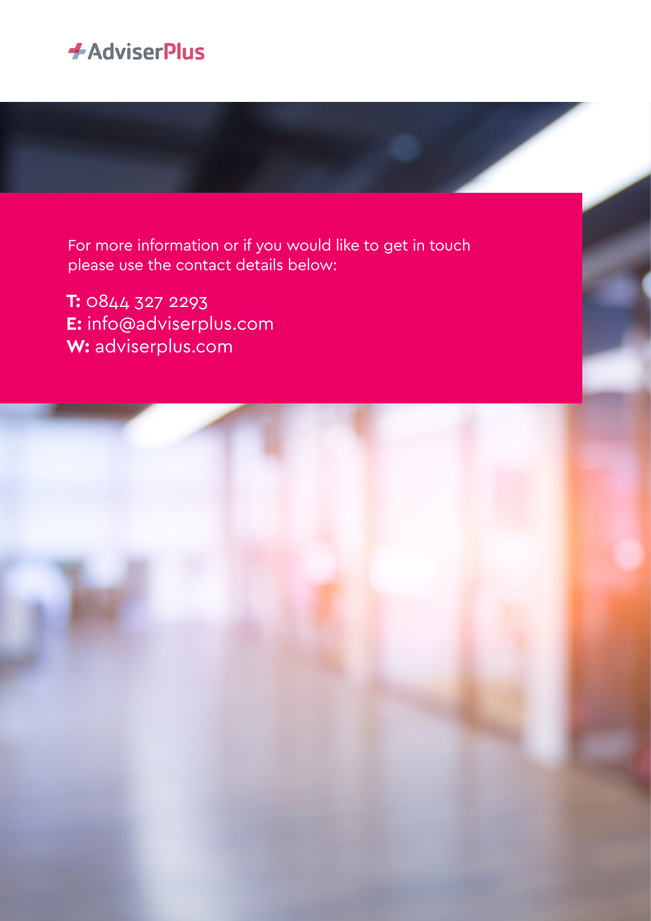AdviserPlus

For more information or if you would like to get in touch please use the contact details below:

**T:** 0844 327 2293
**E:** info@adviserplus.com
**W:** adviserplus.com